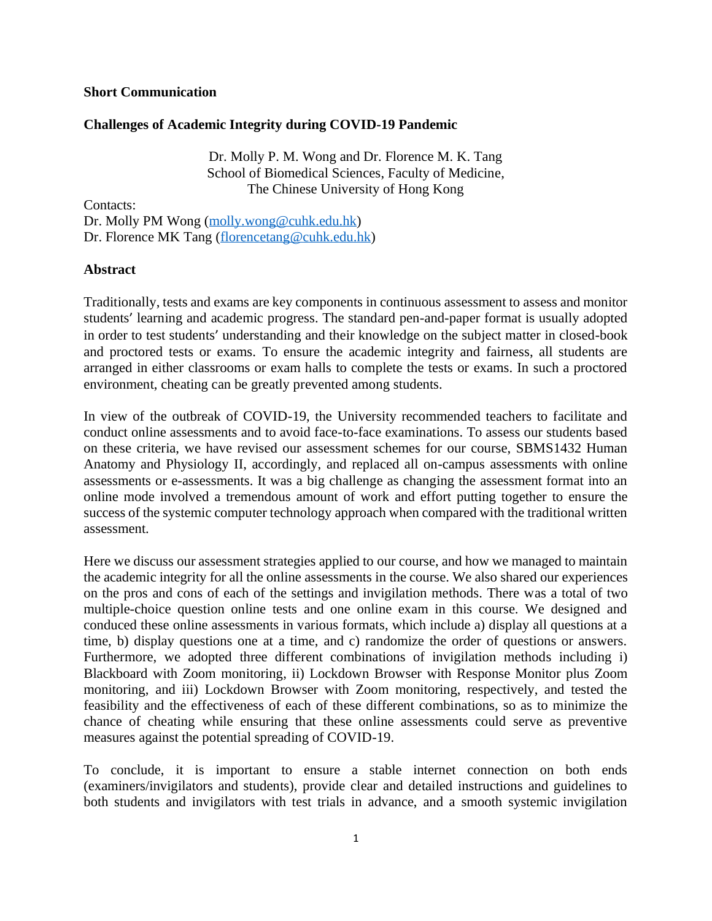**Short Communication**

# Challenges of Academic Integrity during COVID-19 Pandemic

Dr. Molly P. M. Wong and Dr. Florence M. K. Tang
School of Biomedical Sciences, Faculty of Medicine,
The Chinese University of Hong Kong

Contacts:
Dr. Molly PM Wong (molly.wong@cuhk.edu.hk)
Dr. Florence MK Tang (florencetang@cuhk.edu.hk)

## Abstract

Traditionally, tests and exams are key components in continuous assessment to assess and monitor students' learning and academic progress. The standard pen-and-paper format is usually adopted in order to test students' understanding and their knowledge on the subject matter in closed-book and proctored tests or exams. To ensure the academic integrity and fairness, all students are arranged in either classrooms or exam halls to complete the tests or exams. In such a proctored environment, cheating can be greatly prevented among students.

In view of the outbreak of COVID-19, the University recommended teachers to facilitate and conduct online assessments and to avoid face-to-face examinations. To assess our students based on these criteria, we have revised our assessment schemes for our course, SBMS1432 Human Anatomy and Physiology II, accordingly, and replaced all on-campus assessments with online assessments or e-assessments. It was a big challenge as changing the assessment format into an online mode involved a tremendous amount of work and effort putting together to ensure the success of the systemic computer technology approach when compared with the traditional written assessment.

Here we discuss our assessment strategies applied to our course, and how we managed to maintain the academic integrity for all the online assessments in the course. We also shared our experiences on the pros and cons of each of the settings and invigilation methods. There was a total of two multiple-choice question online tests and one online exam in this course. We designed and conduced these online assessments in various formats, which include a) display all questions at a time, b) display questions one at a time, and c) randomize the order of questions or answers. Furthermore, we adopted three different combinations of invigilation methods including i) Blackboard with Zoom monitoring, ii) Lockdown Browser with Response Monitor plus Zoom monitoring, and iii) Lockdown Browser with Zoom monitoring, respectively, and tested the feasibility and the effectiveness of each of these different combinations, so as to minimize the chance of cheating while ensuring that these online assessments could serve as preventive measures against the potential spreading of COVID-19.

To conclude, it is important to ensure a stable internet connection on both ends (examiners/invigilators and students), provide clear and detailed instructions and guidelines to both students and invigilators with test trials in advance, and a smooth systemic invigilation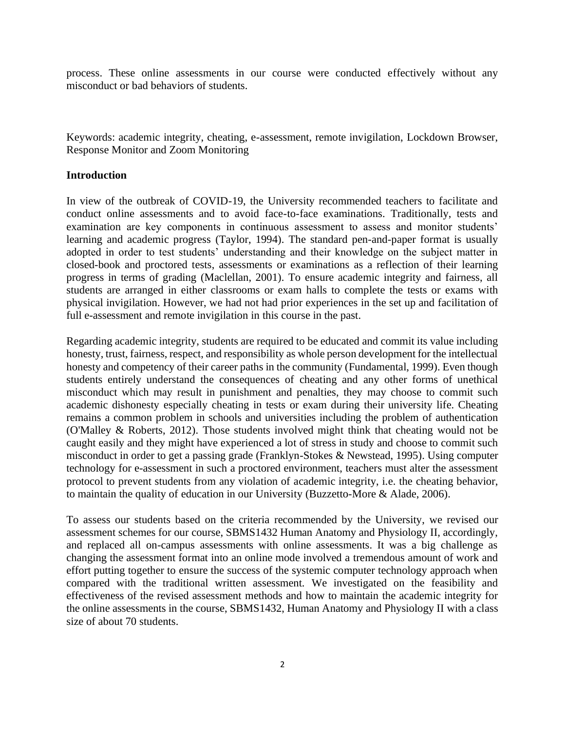process. These online assessments in our course were conducted effectively without any misconduct or bad behaviors of students.

Keywords: academic integrity, cheating, e-assessment, remote invigilation, Lockdown Browser, Response Monitor and Zoom Monitoring

## Introduction

In view of the outbreak of COVID-19, the University recommended teachers to facilitate and conduct online assessments and to avoid face-to-face examinations. Traditionally, tests and examination are key components in continuous assessment to assess and monitor students' learning and academic progress (Taylor, 1994). The standard pen-and-paper format is usually adopted in order to test students' understanding and their knowledge on the subject matter in closed-book and proctored tests, assessments or examinations as a reflection of their learning progress in terms of grading (Maclellan, 2001). To ensure academic integrity and fairness, all students are arranged in either classrooms or exam halls to complete the tests or exams with physical invigilation. However, we had not had prior experiences in the set up and facilitation of full e-assessment and remote invigilation in this course in the past.

Regarding academic integrity, students are required to be educated and commit its value including honesty, trust, fairness, respect, and responsibility as whole person development for the intellectual honesty and competency of their career paths in the community (Fundamental, 1999). Even though students entirely understand the consequences of cheating and any other forms of unethical misconduct which may result in punishment and penalties, they may choose to commit such academic dishonesty especially cheating in tests or exam during their university life. Cheating remains a common problem in schools and universities including the problem of authentication (O'Malley & Roberts, 2012). Those students involved might think that cheating would not be caught easily and they might have experienced a lot of stress in study and choose to commit such misconduct in order to get a passing grade (Franklyn-Stokes & Newstead, 1995). Using computer technology for e-assessment in such a proctored environment, teachers must alter the assessment protocol to prevent students from any violation of academic integrity, i.e. the cheating behavior, to maintain the quality of education in our University (Buzzetto-More & Alade, 2006).

To assess our students based on the criteria recommended by the University, we revised our assessment schemes for our course, SBMS1432 Human Anatomy and Physiology II, accordingly, and replaced all on-campus assessments with online assessments. It was a big challenge as changing the assessment format into an online mode involved a tremendous amount of work and effort putting together to ensure the success of the systemic computer technology approach when compared with the traditional written assessment. We investigated on the feasibility and effectiveness of the revised assessment methods and how to maintain the academic integrity for the online assessments in the course, SBMS1432, Human Anatomy and Physiology II with a class size of about 70 students.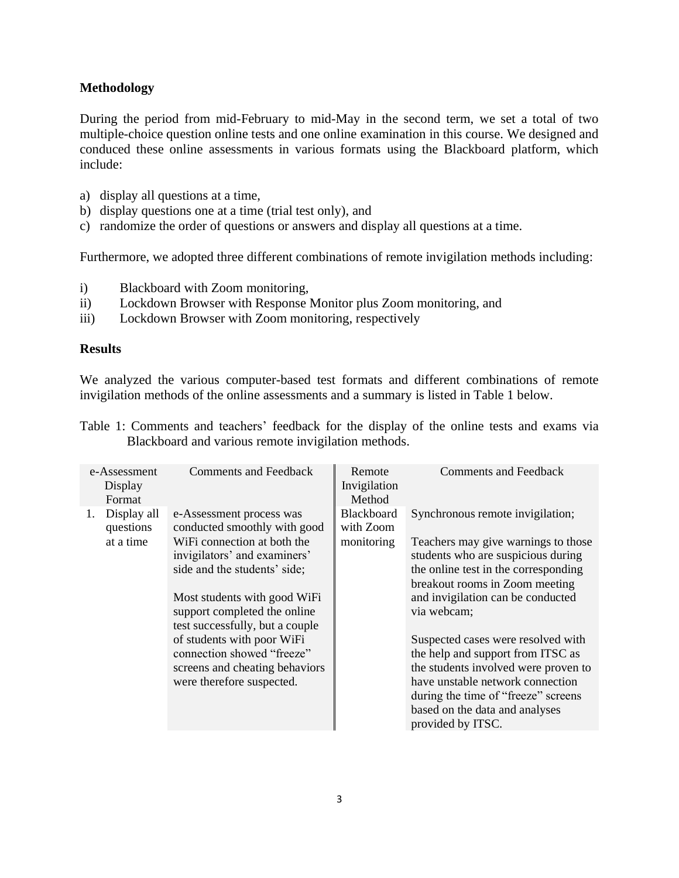**Methodology**

During the period from mid-February to mid-May in the second term, we set a total of two multiple-choice question online tests and one online examination in this course. We designed and conduced these online assessments in various formats using the Blackboard platform, which include:

a) display all questions at a time,
b) display questions one at a time (trial test only), and
c) randomize the order of questions or answers and display all questions at a time.

Furthermore, we adopted three different combinations of remote invigilation methods including:

i) Blackboard with Zoom monitoring,
ii) Lockdown Browser with Response Monitor plus Zoom monitoring, and
iii) Lockdown Browser with Zoom monitoring, respectively

**Results**

We analyzed the various computer-based test formats and different combinations of remote invigilation methods of the online assessments and a summary is listed in Table 1 below.

Table 1: Comments and teachers' feedback for the display of the online tests and exams via Blackboard and various remote invigilation methods.

| e-Assessment Display Format | Comments and Feedback | Remote Invigilation Method | Comments and Feedback |
|---|---|---|---|
| 1. Display all questions at a time | e-Assessment process was conducted smoothly with good WiFi connection at both the invigilators' and examiners' side and the students' side;<br><br>Most students with good WiFi support completed the online test successfully, but a couple of students with poor WiFi connection showed "freeze" screens and cheating behaviors were therefore suspected. | Blackboard with Zoom monitoring | Synchronous remote invigilation;<br><br>Teachers may give warnings to those students who are suspicious during the online test in the corresponding breakout rooms in Zoom meeting and invigilation can be conducted via webcam;<br><br>Suspected cases were resolved with the help and support from ITSC as the students involved were proven to have unstable network connection during the time of "freeze" screens based on the data and analyses provided by ITSC. |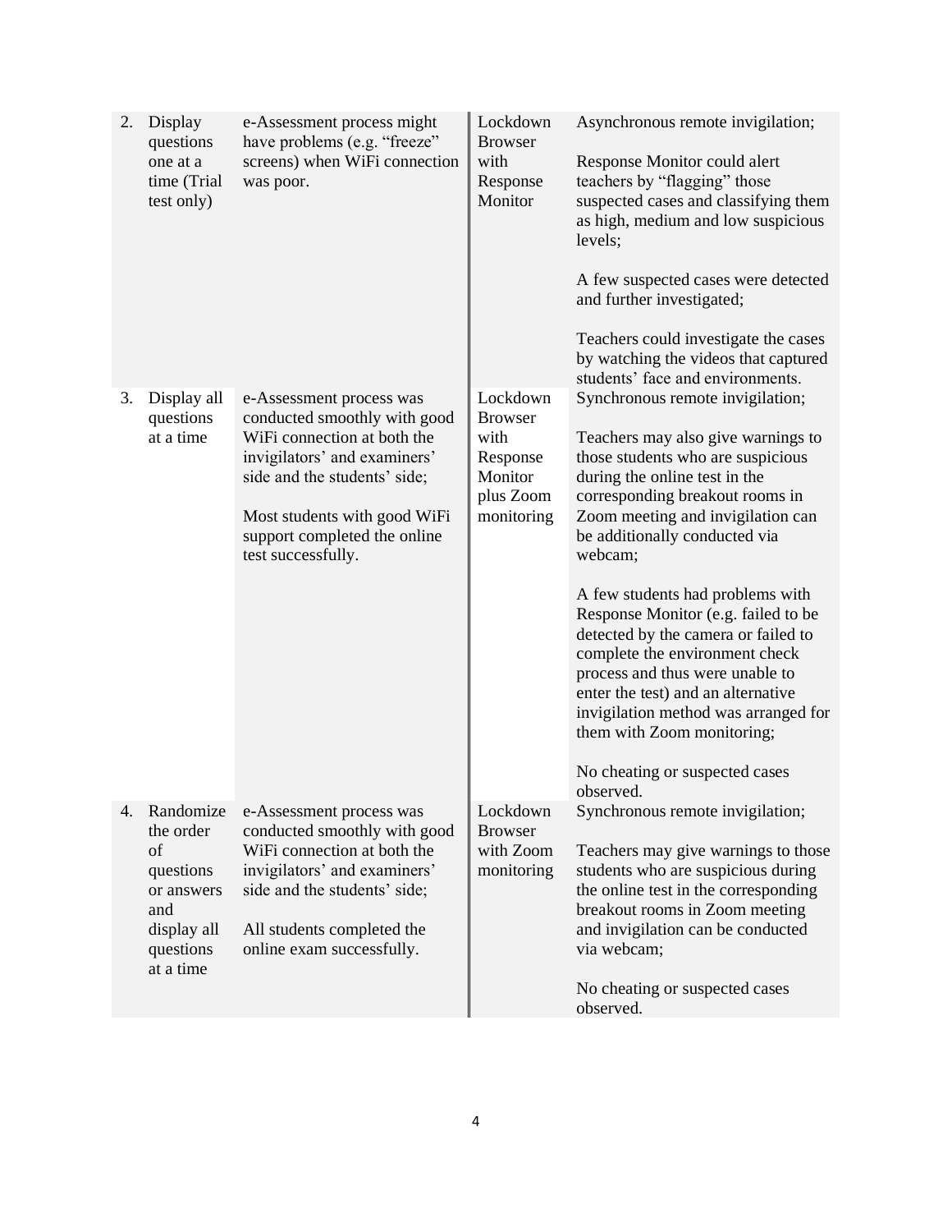| | | | |
|---|---|---|---|
| 2. Display questions one at a time (Trial test only) | e-Assessment process might have problems (e.g. "freeze" screens) when WiFi connection was poor. | Lockdown Browser with Response Monitor | Asynchronous remote invigilation;<br><br>Response Monitor could alert teachers by "flagging" those suspected cases and classifying them as high, medium and low suspicious levels;<br><br>A few suspected cases were detected and further investigated;<br><br>Teachers could investigate the cases by watching the videos that captured students' face and environments. |
| 3. Display all questions at a time | e-Assessment process was conducted smoothly with good WiFi connection at both the invigilators' and examiners' side and the students' side;<br><br>Most students with good WiFi support completed the online test successfully. | Lockdown Browser with Response Monitor plus Zoom monitoring | Synchronous remote invigilation;<br><br>Teachers may also give warnings to those students who are suspicious during the online test in the corresponding breakout rooms in Zoom meeting and invigilation can be additionally conducted via webcam;<br><br>A few students had problems with Response Monitor (e.g. failed to be detected by the camera or failed to complete the environment check process and thus were unable to enter the test) and an alternative invigilation method was arranged for them with Zoom monitoring;<br><br>No cheating or suspected cases observed. |
| 4. Randomize the order of questions or answers and display all questions at a time | e-Assessment process was conducted smoothly with good WiFi connection at both the invigilators' and examiners' side and the students' side;<br><br>All students completed the online exam successfully. | Lockdown Browser with Zoom monitoring | Synchronous remote invigilation;<br><br>Teachers may give warnings to those students who are suspicious during the online test in the corresponding breakout rooms in Zoom meeting and invigilation can be conducted via webcam;<br><br>No cheating or suspected cases observed. |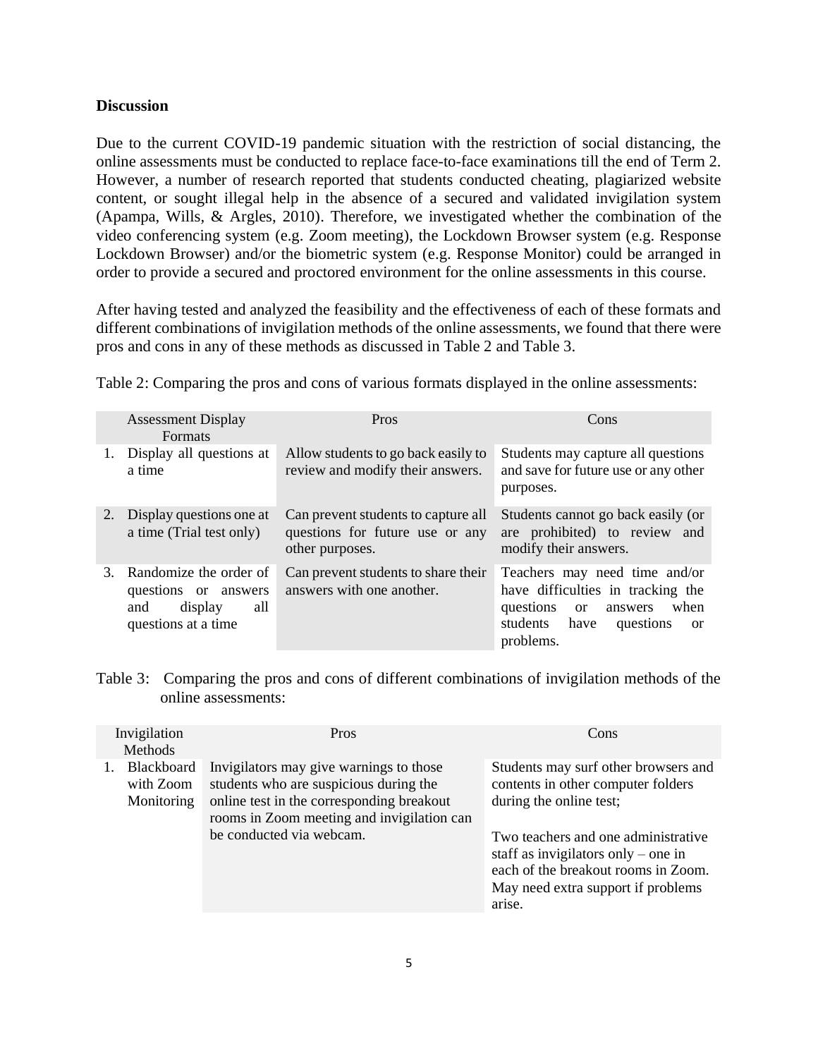**Discussion**

Due to the current COVID-19 pandemic situation with the restriction of social distancing, the online assessments must be conducted to replace face-to-face examinations till the end of Term 2. However, a number of research reported that students conducted cheating, plagiarized website content, or sought illegal help in the absence of a secured and validated invigilation system (Apampa, Wills, & Argles, 2010). Therefore, we investigated whether the combination of the video conferencing system (e.g. Zoom meeting), the Lockdown Browser system (e.g. Response Lockdown Browser) and/or the biometric system (e.g. Response Monitor) could be arranged in order to provide a secured and proctored environment for the online assessments in this course.

After having tested and analyzed the feasibility and the effectiveness of each of these formats and different combinations of invigilation methods of the online assessments, we found that there were pros and cons in any of these methods as discussed in Table 2 and Table 3.

Table 2: Comparing the pros and cons of various formats displayed in the online assessments:

| Assessment Display Formats | Pros | Cons |
|---|---|---|
| 1. Display all questions at a time | Allow students to go back easily to review and modify their answers. | Students may capture all questions and save for future use or any other purposes. |
| 2. Display questions one at a time (Trial test only) | Can prevent students to capture all questions for future use or any other purposes. | Students cannot go back easily (or are prohibited) to review and modify their answers. |
| 3. Randomize the order of questions or answers and display all questions at a time | Can prevent students to share their answers with one another. | Teachers may need time and/or have difficulties in tracking the questions or answers when students have questions or problems. |

Table 3: Comparing the pros and cons of different combinations of invigilation methods of the online assessments:

| Invigilation Methods | Pros | Cons |
|---|---|---|
| 1. Blackboard with Zoom Monitoring | Invigilators may give warnings to those students who are suspicious during the online test in the corresponding breakout rooms in Zoom meeting and invigilation can be conducted via webcam. | Students may surf other browsers and contents in other computer folders during the online test;<br><br>Two teachers and one administrative staff as invigilators only – one in each of the breakout rooms in Zoom. May need extra support if problems arise. |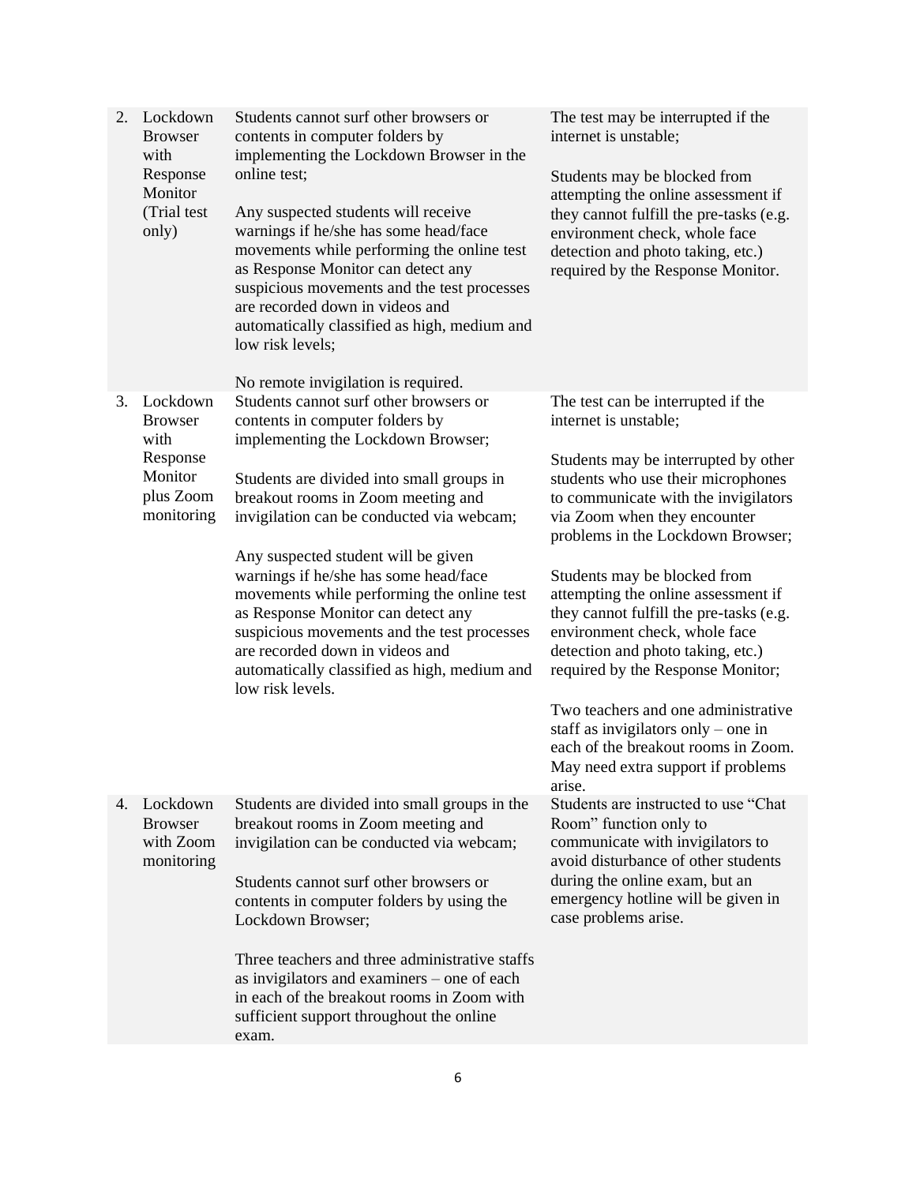| | | | |
|---|---|---|---|
| 2. | Lockdown Browser with Response Monitor (Trial test only) | Students cannot surf other browsers or contents in computer folders by implementing the Lockdown Browser in the online test;<br><br>Any suspected students will receive warnings if he/she has some head/face movements while performing the online test as Response Monitor can detect any suspicious movements and the test processes are recorded down in videos and automatically classified as high, medium and low risk levels;<br><br>No remote invigilation is required. | The test may be interrupted if the internet is unstable;<br><br>Students may be blocked from attempting the online assessment if they cannot fulfill the pre-tasks (e.g. environment check, whole face detection and photo taking, etc.) required by the Response Monitor. |
| 3. | Lockdown Browser with Response Monitor plus Zoom monitoring | Students cannot surf other browsers or contents in computer folders by implementing the Lockdown Browser;<br><br>Students are divided into small groups in breakout rooms in Zoom meeting and invigilation can be conducted via webcam;<br><br>Any suspected student will be given warnings if he/she has some head/face movements while performing the online test as Response Monitor can detect any suspicious movements and the test processes are recorded down in videos and automatically classified as high, medium and low risk levels. | The test can be interrupted if the internet is unstable;<br><br>Students may be interrupted by other students who use their microphones to communicate with the invigilators via Zoom when they encounter problems in the Lockdown Browser;<br><br>Students may be blocked from attempting the online assessment if they cannot fulfill the pre-tasks (e.g. environment check, whole face detection and photo taking, etc.) required by the Response Monitor;<br><br>Two teachers and one administrative staff as invigilators only – one in each of the breakout rooms in Zoom. May need extra support if problems arise. |
| 4. | Lockdown Browser with Zoom monitoring | Students are divided into small groups in the breakout rooms in Zoom meeting and invigilation can be conducted via webcam;<br><br>Students cannot surf other browsers or contents in computer folders by using the Lockdown Browser;<br><br>Three teachers and three administrative staffs as invigilators and examiners – one of each in each of the breakout rooms in Zoom with sufficient support throughout the online exam. | Students are instructed to use "Chat Room" function only to communicate with invigilators to avoid disturbance of other students during the online exam, but an emergency hotline will be given in case problems arise. |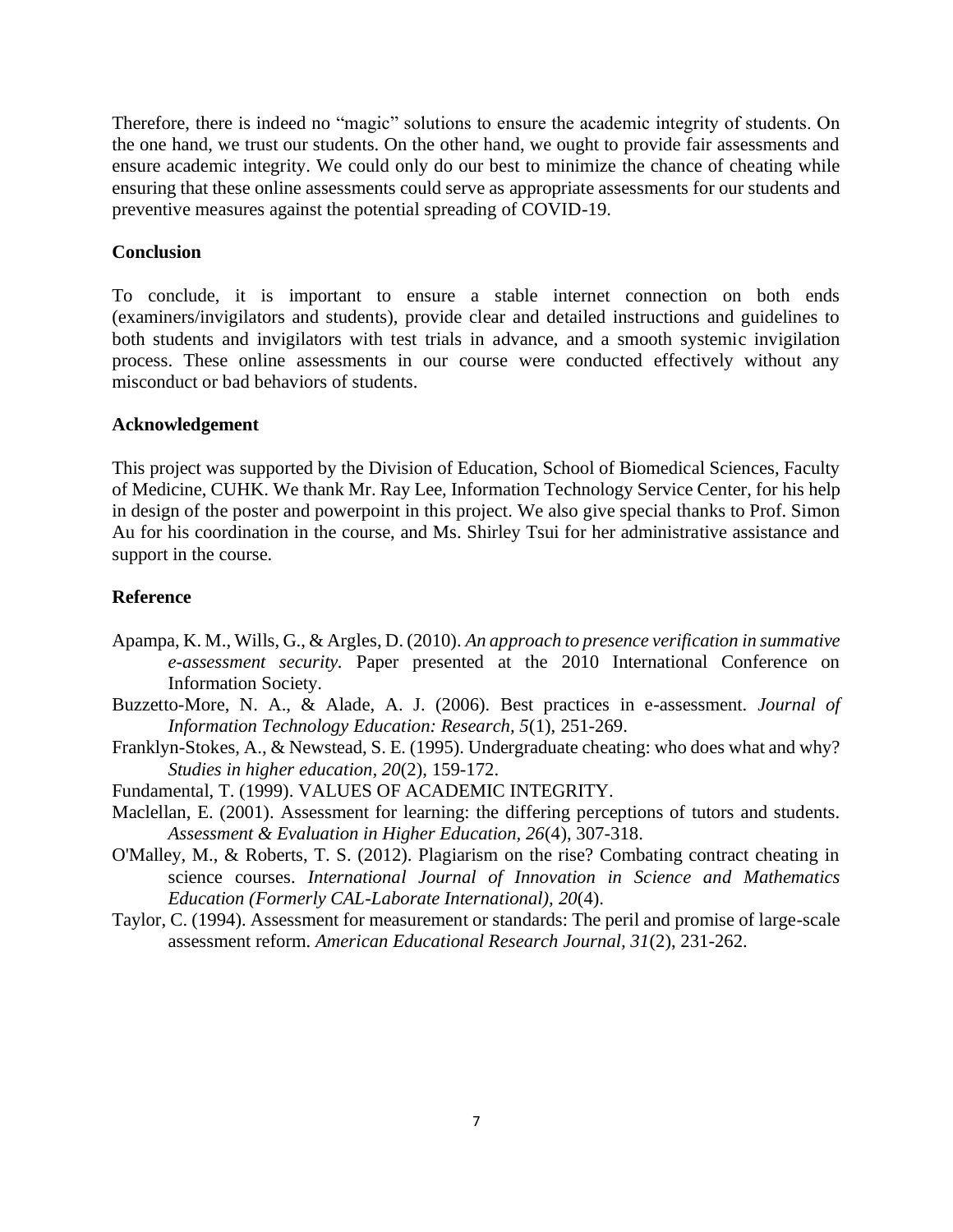Therefore, there is indeed no "magic" solutions to ensure the academic integrity of students. On the one hand, we trust our students. On the other hand, we ought to provide fair assessments and ensure academic integrity. We could only do our best to minimize the chance of cheating while ensuring that these online assessments could serve as appropriate assessments for our students and preventive measures against the potential spreading of COVID-19.

## Conclusion

To conclude, it is important to ensure a stable internet connection on both ends (examiners/invigilators and students), provide clear and detailed instructions and guidelines to both students and invigilators with test trials in advance, and a smooth systemic invigilation process. These online assessments in our course were conducted effectively without any misconduct or bad behaviors of students.

## Acknowledgement

This project was supported by the Division of Education, School of Biomedical Sciences, Faculty of Medicine, CUHK. We thank Mr. Ray Lee, Information Technology Service Center, for his help in design of the poster and powerpoint in this project. We also give special thanks to Prof. Simon Au for his coordination in the course, and Ms. Shirley Tsui for her administrative assistance and support in the course.

## Reference

Apampa, K. M., Wills, G., & Argles, D. (2010). *An approach to presence verification in summative e-assessment security.* Paper presented at the 2010 International Conference on Information Society.

Buzzetto-More, N. A., & Alade, A. J. (2006). Best practices in e-assessment. *Journal of Information Technology Education: Research, 5*(1), 251-269.

Franklyn-Stokes, A., & Newstead, S. E. (1995). Undergraduate cheating: who does what and why? *Studies in higher education, 20*(2), 159-172.

Fundamental, T. (1999). VALUES OF ACADEMIC INTEGRITY.

Maclellan, E. (2001). Assessment for learning: the differing perceptions of tutors and students. *Assessment & Evaluation in Higher Education, 26*(4), 307-318.

O'Malley, M., & Roberts, T. S. (2012). Plagiarism on the rise? Combating contract cheating in science courses. *International Journal of Innovation in Science and Mathematics Education (Formerly CAL-Laborate International), 20*(4).

Taylor, C. (1994). Assessment for measurement or standards: The peril and promise of large-scale assessment reform. *American Educational Research Journal, 31*(2), 231-262.